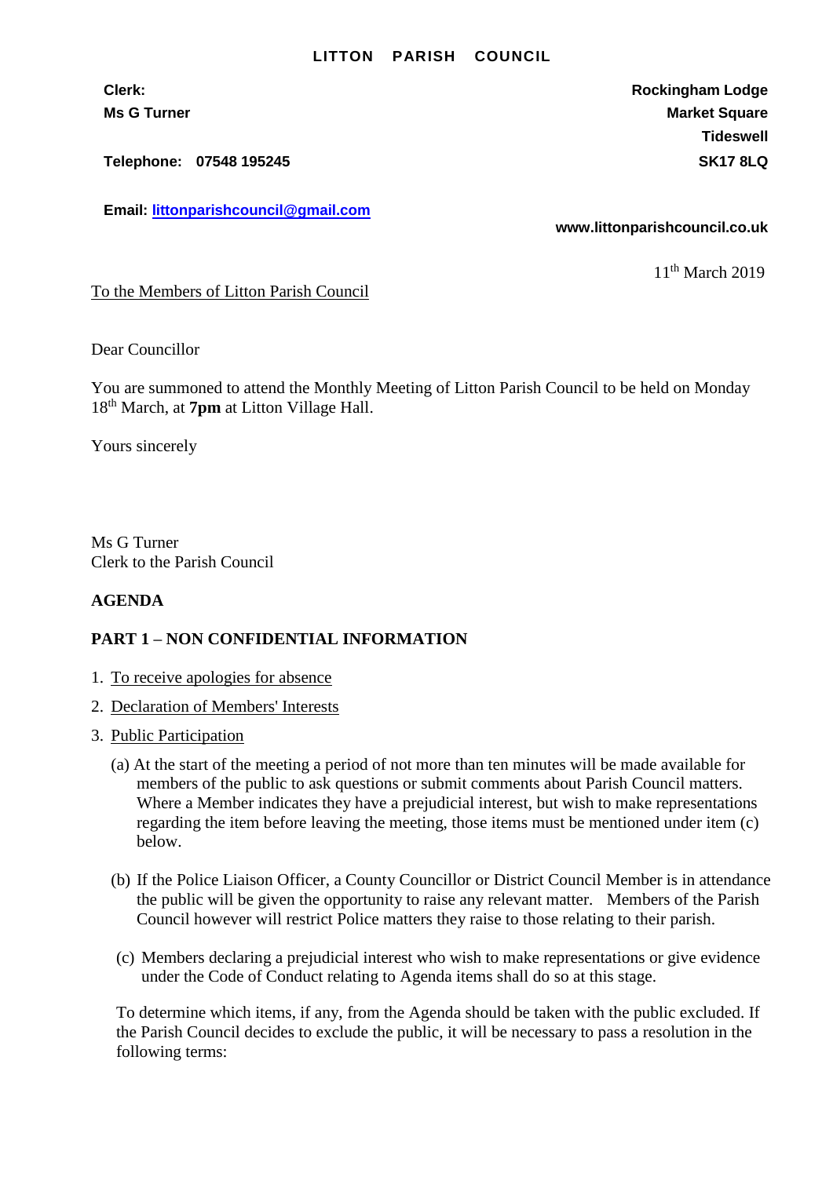# LITTON PARISH COUNCIL

**Clerk:**
**Ms G Turner**

**Telephone: 07548 195245**

**Email: [littonparishcouncil@gmail.com](mailto:littonparishcouncil@gmail.com)**

**Rockingham Lodge**
**Market Square**
**Tideswell**
**SK17 8LQ**

**www.littonparishcouncil.co.uk**

11th March 2019

To the Members of Litton Parish Council

Dear Councillor

You are summoned to attend the Monthly Meeting of Litton Parish Council to be held on Monday 18th March, at **7pm** at Litton Village Hall.

Yours sincerely

Ms G Turner
Clerk to the Parish Council

**AGENDA**

**PART 1 – NON CONFIDENTIAL INFORMATION**

1. To receive apologies for absence
2. Declaration of Members' Interests
3. Public Participation

   (a) At the start of the meeting a period of not more than ten minutes will be made available for members of the public to ask questions or submit comments about Parish Council matters. Where a Member indicates they have a prejudicial interest, but wish to make representations regarding the item before leaving the meeting, those items must be mentioned under item (c) below.

   (b) If the Police Liaison Officer, a County Councillor or District Council Member is in attendance the public will be given the opportunity to raise any relevant matter. Members of the Parish Council however will restrict Police matters they raise to those relating to their parish.

   (c) Members declaring a prejudicial interest who wish to make representations or give evidence under the Code of Conduct relating to Agenda items shall do so at this stage.

   To determine which items, if any, from the Agenda should be taken with the public excluded. If the Parish Council decides to exclude the public, it will be necessary to pass a resolution in the following terms: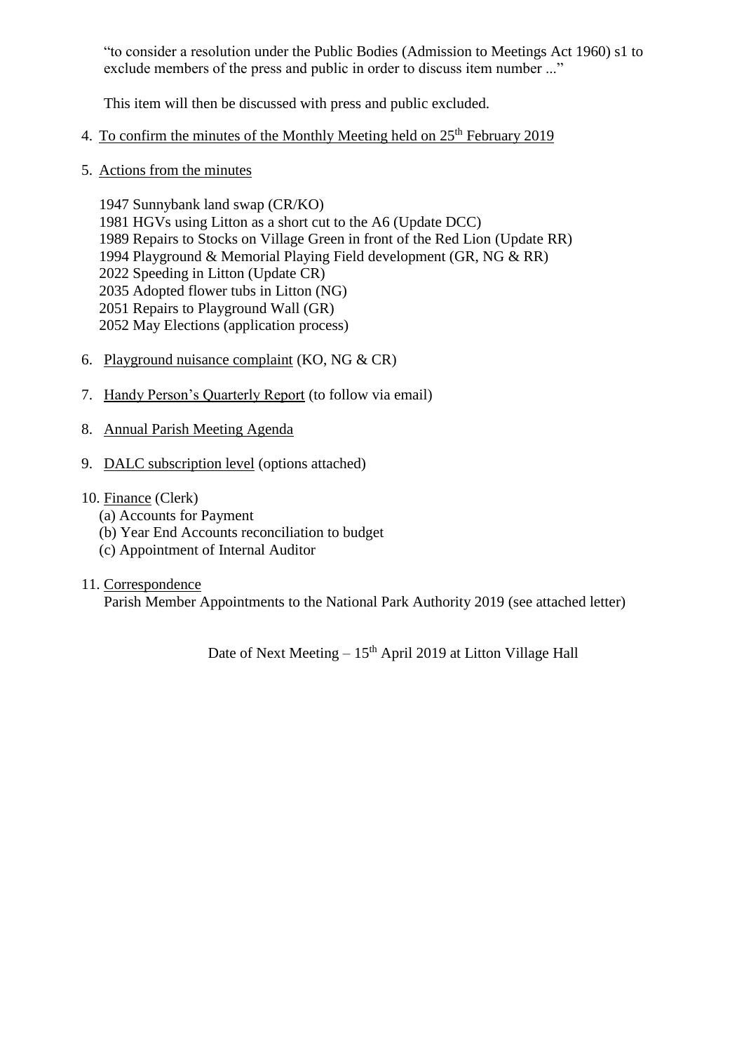"to consider a resolution under the Public Bodies (Admission to Meetings Act 1960) s1 to exclude members of the press and public in order to discuss item number ..."

This item will then be discussed with press and public excluded.

4. To confirm the minutes of the Monthly Meeting held on 25th February 2019

5. Actions from the minutes

   1947 Sunnybank land swap (CR/KO)
   1981 HGVs using Litton as a short cut to the A6 (Update DCC)
   1989 Repairs to Stocks on Village Green in front of the Red Lion (Update RR)
   1994 Playground & Memorial Playing Field development (GR, NG & RR)
   2022 Speeding in Litton (Update CR)
   2035 Adopted flower tubs in Litton (NG)
   2051 Repairs to Playground Wall (GR)
   2052 May Elections (application process)

6. Playground nuisance complaint (KO, NG & CR)

7. Handy Person's Quarterly Report (to follow via email)

8. Annual Parish Meeting Agenda

9. DALC subscription level (options attached)

10. Finance (Clerk)
    (a) Accounts for Payment
    (b) Year End Accounts reconciliation to budget
    (c) Appointment of Internal Auditor

11. Correspondence
    Parish Member Appointments to the National Park Authority 2019 (see attached letter)

Date of Next Meeting – 15th April 2019 at Litton Village Hall